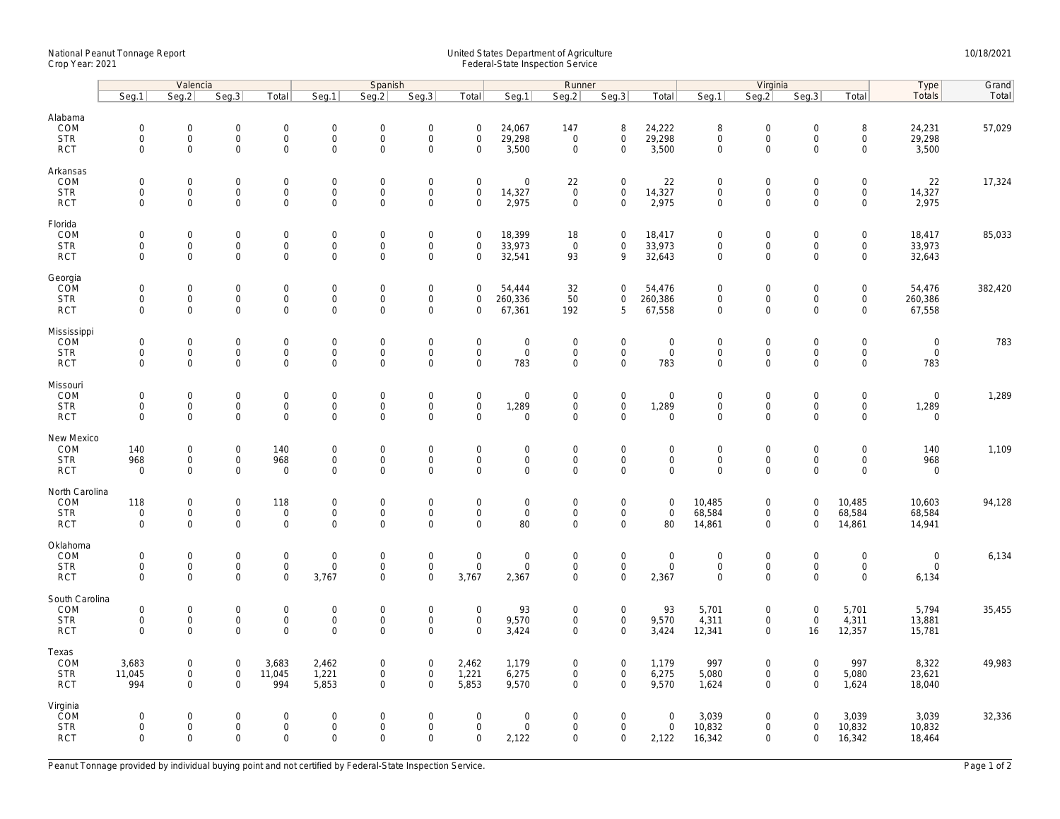National Peanut Tonnage Report
Crop Year: 2021

United States Department of Agriculture
Federal-State Inspection Service

10/18/2021

| | Valencia | | | | Spanish | | | | Runner | | | | Virginia | | | | Type | Grand |
|---|---|---|---|---|---|---|---|---|---|---|---|---|---|---|---|---|---|---|
| | Seg.1 | Seg.2 | Seg.3 | Total | Seg.1 | Seg.2 | Seg.3 | Total | Seg.1 | Seg.2 | Seg.3 | Total | Seg.1 | Seg.2 | Seg.3 | Total | Totals | Total |
| **Alabama** | | | | | | | | | | | | | | | | | | |
| COM | 0 | 0 | 0 | 0 | 0 | 0 | 0 | 0 | 24,067 | 147 | 8 | 24,222 | 8 | 0 | 0 | 8 | 24,231 | 57,029 |
| STR | 0 | 0 | 0 | 0 | 0 | 0 | 0 | 0 | 29,298 | 0 | 0 | 29,298 | 0 | 0 | 0 | 0 | 29,298 | |
| RCT | 0 | 0 | 0 | 0 | 0 | 0 | 0 | 0 | 3,500 | 0 | 0 | 3,500 | 0 | 0 | 0 | 0 | 3,500 | |
| **Arkansas** | | | | | | | | | | | | | | | | | | |
| COM | 0 | 0 | 0 | 0 | 0 | 0 | 0 | 0 | 0 | 22 | 0 | 22 | 0 | 0 | 0 | 0 | 22 | 17,324 |
| STR | 0 | 0 | 0 | 0 | 0 | 0 | 0 | 0 | 14,327 | 0 | 0 | 14,327 | 0 | 0 | 0 | 0 | 14,327 | |
| RCT | 0 | 0 | 0 | 0 | 0 | 0 | 0 | 0 | 2,975 | 0 | 0 | 2,975 | 0 | 0 | 0 | 0 | 2,975 | |
| **Florida** | | | | | | | | | | | | | | | | | | |
| COM | 0 | 0 | 0 | 0 | 0 | 0 | 0 | 0 | 18,399 | 18 | 0 | 18,417 | 0 | 0 | 0 | 0 | 18,417 | 85,033 |
| STR | 0 | 0 | 0 | 0 | 0 | 0 | 0 | 0 | 33,973 | 0 | 0 | 33,973 | 0 | 0 | 0 | 0 | 33,973 | |
| RCT | 0 | 0 | 0 | 0 | 0 | 0 | 0 | 0 | 32,541 | 93 | 9 | 32,643 | 0 | 0 | 0 | 0 | 32,643 | |
| **Georgia** | | | | | | | | | | | | | | | | | | |
| COM | 0 | 0 | 0 | 0 | 0 | 0 | 0 | 0 | 54,444 | 32 | 0 | 54,476 | 0 | 0 | 0 | 0 | 54,476 | 382,420 |
| STR | 0 | 0 | 0 | 0 | 0 | 0 | 0 | 0 | 260,336 | 50 | 0 | 260,386 | 0 | 0 | 0 | 0 | 260,386 | |
| RCT | 0 | 0 | 0 | 0 | 0 | 0 | 0 | 0 | 67,361 | 192 | 5 | 67,558 | 0 | 0 | 0 | 0 | 67,558 | |
| **Mississippi** | | | | | | | | | | | | | | | | | | |
| COM | 0 | 0 | 0 | 0 | 0 | 0 | 0 | 0 | 0 | 0 | 0 | 0 | 0 | 0 | 0 | 0 | 0 | 783 |
| STR | 0 | 0 | 0 | 0 | 0 | 0 | 0 | 0 | 0 | 0 | 0 | 0 | 0 | 0 | 0 | 0 | 0 | |
| RCT | 0 | 0 | 0 | 0 | 0 | 0 | 0 | 0 | 783 | 0 | 0 | 783 | 0 | 0 | 0 | 0 | 783 | |
| **Missouri** | | | | | | | | | | | | | | | | | | |
| COM | 0 | 0 | 0 | 0 | 0 | 0 | 0 | 0 | 0 | 0 | 0 | 0 | 0 | 0 | 0 | 0 | 0 | 1,289 |
| STR | 0 | 0 | 0 | 0 | 0 | 0 | 0 | 0 | 1,289 | 0 | 0 | 1,289 | 0 | 0 | 0 | 0 | 1,289 | |
| RCT | 0 | 0 | 0 | 0 | 0 | 0 | 0 | 0 | 0 | 0 | 0 | 0 | 0 | 0 | 0 | 0 | 0 | |
| **New Mexico** | | | | | | | | | | | | | | | | | | |
| COM | 140 | 0 | 0 | 140 | 0 | 0 | 0 | 0 | 0 | 0 | 0 | 0 | 0 | 0 | 0 | 0 | 140 | 1,109 |
| STR | 968 | 0 | 0 | 968 | 0 | 0 | 0 | 0 | 0 | 0 | 0 | 0 | 0 | 0 | 0 | 0 | 968 | |
| RCT | 0 | 0 | 0 | 0 | 0 | 0 | 0 | 0 | 0 | 0 | 0 | 0 | 0 | 0 | 0 | 0 | 0 | |
| **North Carolina** | | | | | | | | | | | | | | | | | | |
| COM | 118 | 0 | 0 | 118 | 0 | 0 | 0 | 0 | 0 | 0 | 0 | 0 | 10,485 | 0 | 0 | 10,485 | 10,603 | 94,128 |
| STR | 0 | 0 | 0 | 0 | 0 | 0 | 0 | 0 | 0 | 0 | 0 | 0 | 68,584 | 0 | 0 | 68,584 | 68,584 | |
| RCT | 0 | 0 | 0 | 0 | 0 | 0 | 0 | 0 | 80 | 0 | 0 | 80 | 14,861 | 0 | 0 | 14,861 | 14,941 | |
| **Oklahoma** | | | | | | | | | | | | | | | | | | |
| COM | 0 | 0 | 0 | 0 | 0 | 0 | 0 | 0 | 0 | 0 | 0 | 0 | 0 | 0 | 0 | 0 | 0 | 6,134 |
| STR | 0 | 0 | 0 | 0 | 0 | 0 | 0 | 0 | 0 | 0 | 0 | 0 | 0 | 0 | 0 | 0 | 0 | |
| RCT | 0 | 0 | 0 | 0 | 3,767 | 0 | 0 | 3,767 | 2,367 | 0 | 0 | 2,367 | 0 | 0 | 0 | 0 | 6,134 | |
| **South Carolina** | | | | | | | | | | | | | | | | | | |
| COM | 0 | 0 | 0 | 0 | 0 | 0 | 0 | 0 | 93 | 0 | 0 | 93 | 5,701 | 0 | 0 | 5,701 | 5,794 | 35,455 |
| STR | 0 | 0 | 0 | 0 | 0 | 0 | 0 | 0 | 9,570 | 0 | 0 | 9,570 | 4,311 | 0 | 0 | 4,311 | 13,881 | |
| RCT | 0 | 0 | 0 | 0 | 0 | 0 | 0 | 0 | 3,424 | 0 | 0 | 3,424 | 12,341 | 0 | 16 | 12,357 | 15,781 | |
| **Texas** | | | | | | | | | | | | | | | | | | |
| COM | 3,683 | 0 | 0 | 3,683 | 2,462 | 0 | 0 | 2,462 | 1,179 | 0 | 0 | 1,179 | 997 | 0 | 0 | 997 | 8,322 | 49,983 |
| STR | 11,045 | 0 | 0 | 11,045 | 1,221 | 0 | 0 | 1,221 | 6,275 | 0 | 0 | 6,275 | 5,080 | 0 | 0 | 5,080 | 23,621 | |
| RCT | 994 | 0 | 0 | 994 | 5,853 | 0 | 0 | 5,853 | 9,570 | 0 | 0 | 9,570 | 1,624 | 0 | 0 | 1,624 | 18,040 | |
| **Virginia** | | | | | | | | | | | | | | | | | | |
| COM | 0 | 0 | 0 | 0 | 0 | 0 | 0 | 0 | 0 | 0 | 0 | 0 | 3,039 | 0 | 0 | 3,039 | 3,039 | 32,336 |
| STR | 0 | 0 | 0 | 0 | 0 | 0 | 0 | 0 | 0 | 0 | 0 | 0 | 10,832 | 0 | 0 | 10,832 | 10,832 | |
| RCT | 0 | 0 | 0 | 0 | 0 | 0 | 0 | 0 | 2,122 | 0 | 0 | 2,122 | 16,342 | 0 | 0 | 16,342 | 18,464 | |

Peanut Tonnage provided by individual buying point and not certified by Federal-State Inspection Service.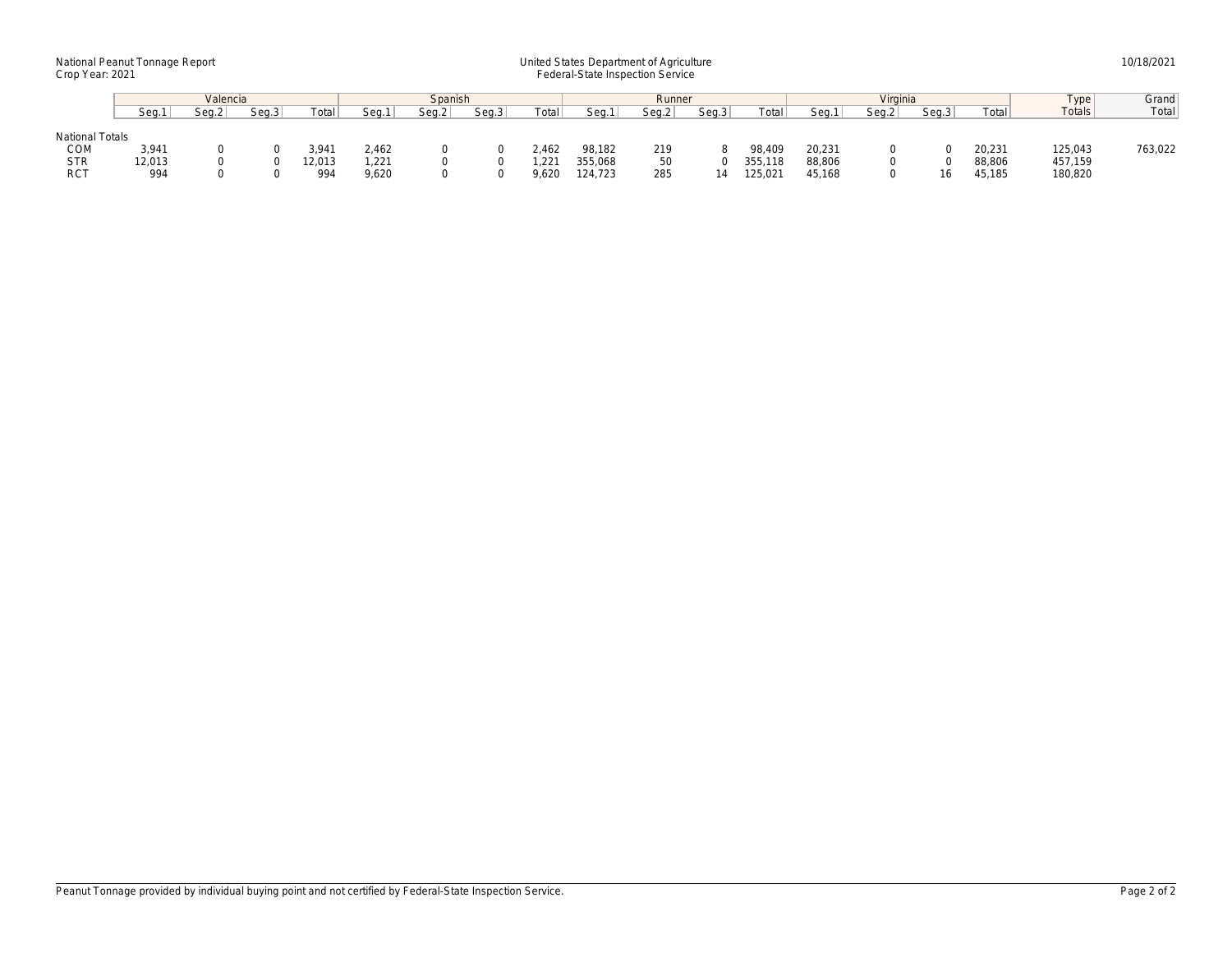National Peanut Tonnage Report
Crop Year: 2021

United States Department of Agriculture
Federal-State Inspection Service

10/18/2021

| | Valencia | | | | Spanish | | | | Runner | | | | Virginia | | | | Type | Grand |
|---|---|---|---|---|---|---|---|---|---|---|---|---|---|---|---|---|---|---|
| | Seg.1 | Seg.2 | Seg.3 | Total | Seg.1 | Seg.2 | Seg.3 | Total | Seg.1 | Seg.2 | Seg.3 | Total | Seg.1 | Seg.2 | Seg.3 | Total | Totals | Total |
| National Totals | | | | | | | | | | | | | | | | | | |
| COM | 3,941 | 0 | 0 | 3,941 | 2,462 | 0 | 0 | 2,462 | 98,182 | 219 | 8 | 98,409 | 20,231 | 0 | 0 | 20,231 | 125,043 | 763,022 |
| STR | 12,013 | 0 | 0 | 12,013 | 1,221 | 0 | 0 | 1,221 | 355,068 | 50 | 0 | 355,118 | 88,806 | 0 | 0 | 88,806 | 457,159 | |
| RCT | 994 | 0 | 0 | 994 | 9,620 | 0 | 0 | 9,620 | 124,723 | 285 | 14 | 125,021 | 45,168 | 0 | 16 | 45,185 | 180,820 | |

Peanut Tonnage provided by individual buying point and not certified by Federal-State Inspection Service.